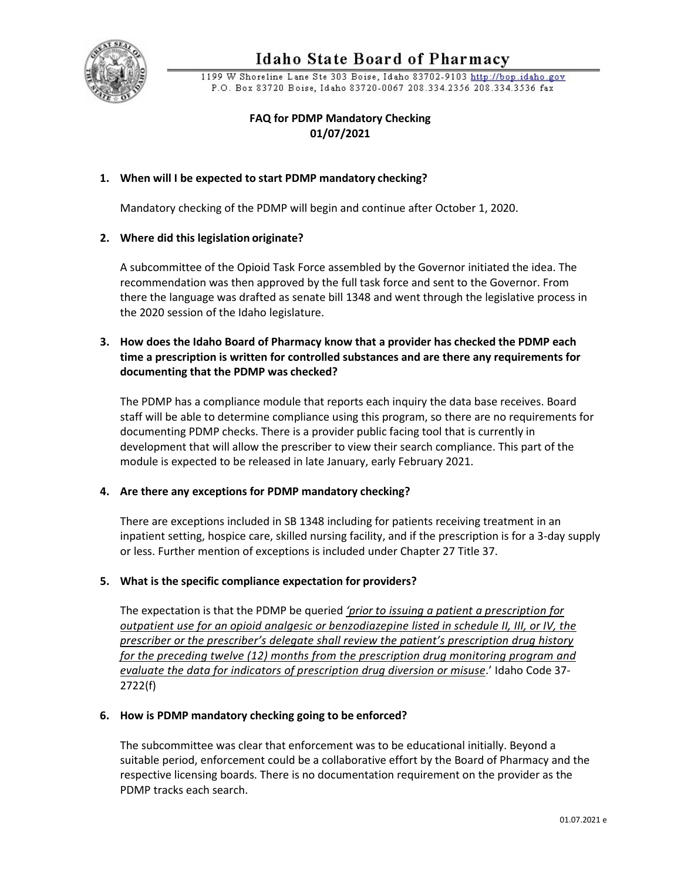# Idaho State Board of Pharmacy

1199 W Shoreline Lane Ste 303 Boise, Idaho 83702-9103 http://bop.idaho.gov
P.O. Box 83720 Boise, Idaho 83720-0067 208.334.2356 208.334.3536 fax

## FAQ for PDMP Mandatory Checking
## 01/07/2021

**1. When will I be expected to start PDMP mandatory checking?**

Mandatory checking of the PDMP will begin and continue after October 1, 2020.

**2. Where did this legislation originate?**

A subcommittee of the Opioid Task Force assembled by the Governor initiated the idea. The recommendation was then approved by the full task force and sent to the Governor. From there the language was drafted as senate bill 1348 and went through the legislative process in the 2020 session of the Idaho legislature.

**3. How does the Idaho Board of Pharmacy know that a provider has checked the PDMP each time a prescription is written for controlled substances and are there any requirements for documenting that the PDMP was checked?**

The PDMP has a compliance module that reports each inquiry the data base receives. Board staff will be able to determine compliance using this program, so there are no requirements for documenting PDMP checks. There is a provider public facing tool that is currently in development that will allow the prescriber to view their search compliance. This part of the module is expected to be released in late January, early February 2021.

**4. Are there any exceptions for PDMP mandatory checking?**

There are exceptions included in SB 1348 including for patients receiving treatment in an inpatient setting, hospice care, skilled nursing facility, and if the prescription is for a 3-day supply or less. Further mention of exceptions is included under Chapter 27 Title 37.

**5. What is the specific compliance expectation for providers?**

The expectation is that the PDMP be queried *'prior to issuing a patient a prescription for outpatient use for an opioid analgesic or benzodiazepine listed in schedule II, III, or IV, the prescriber or the prescriber's delegate shall review the patient's prescription drug history for the preceding twelve (12) months from the prescription drug monitoring program and evaluate the data for indicators of prescription drug diversion or misuse*.' Idaho Code 37-2722(f)

**6. How is PDMP mandatory checking going to be enforced?**

The subcommittee was clear that enforcement was to be educational initially. Beyond a suitable period, enforcement could be a collaborative effort by the Board of Pharmacy and the respective licensing boards. There is no documentation requirement on the provider as the PDMP tracks each search.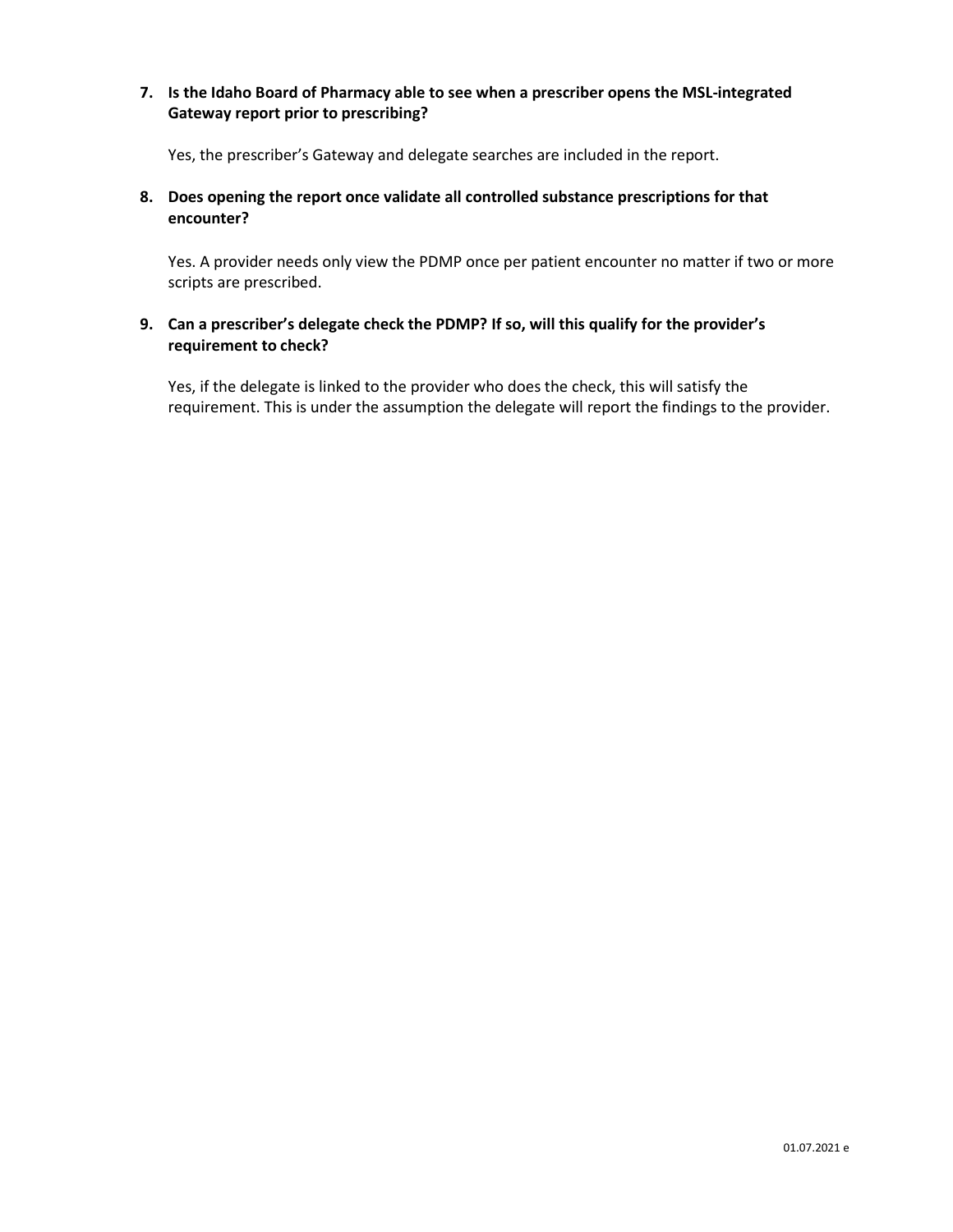**7. Is the Idaho Board of Pharmacy able to see when a prescriber opens the MSL-integrated Gateway report prior to prescribing?**

Yes, the prescriber's Gateway and delegate searches are included in the report.

**8. Does opening the report once validate all controlled substance prescriptions for that encounter?**

Yes. A provider needs only view the PDMP once per patient encounter no matter if two or more scripts are prescribed.

**9. Can a prescriber's delegate check the PDMP? If so, will this qualify for the provider's requirement to check?**

Yes, if the delegate is linked to the provider who does the check, this will satisfy the requirement. This is under the assumption the delegate will report the findings to the provider.

01.07.2021 e